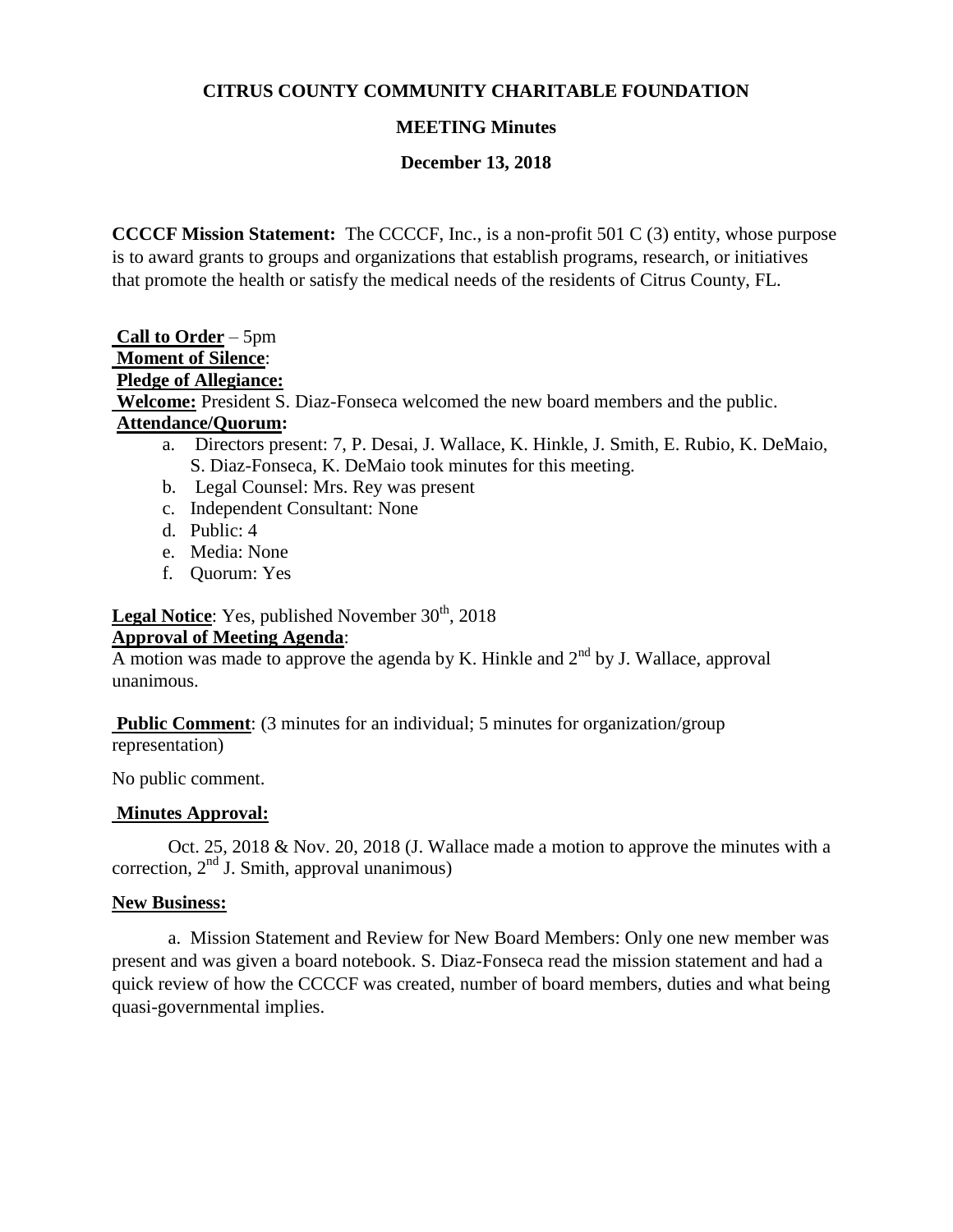**CITRUS COUNTY COMMUNITY CHARITABLE FOUNDATION**

**MEETING Minutes**

**December 13, 2018**

**CCCCF Mission Statement:** The CCCCF, Inc., is a non-profit 501 C (3) entity, whose purpose is to award grants to groups and organizations that establish programs, research, or initiatives that promote the health or satisfy the medical needs of the residents of Citrus County, FL.

**Call to Order** – 5pm
**Moment of Silence**:
**Pledge of Allegiance:**
**Welcome:** President S. Diaz-Fonseca welcomed the new board members and the public.
**Attendance/Quorum:**

a. Directors present: 7, P. Desai, J. Wallace, K. Hinkle, J. Smith, E. Rubio, K. DeMaio, S. Diaz-Fonseca, K. DeMaio took minutes for this meeting.
b. Legal Counsel: Mrs. Rey was present
c. Independent Consultant: None
d. Public: 4
e. Media: None
f. Quorum: Yes

**Legal Notice**: Yes, published November 30th, 2018
**Approval of Meeting Agenda**:
A motion was made to approve the agenda by K. Hinkle and 2nd by J. Wallace, approval unanimous.

**Public Comment**: (3 minutes for an individual; 5 minutes for organization/group representation)

No public comment.

**Minutes Approval:**

Oct. 25, 2018 & Nov. 20, 2018 (J. Wallace made a motion to approve the minutes with a correction, 2nd J. Smith, approval unanimous)

**New Business:**

a. Mission Statement and Review for New Board Members: Only one new member was present and was given a board notebook. S. Diaz-Fonseca read the mission statement and had a quick review of how the CCCCF was created, number of board members, duties and what being quasi-governmental implies.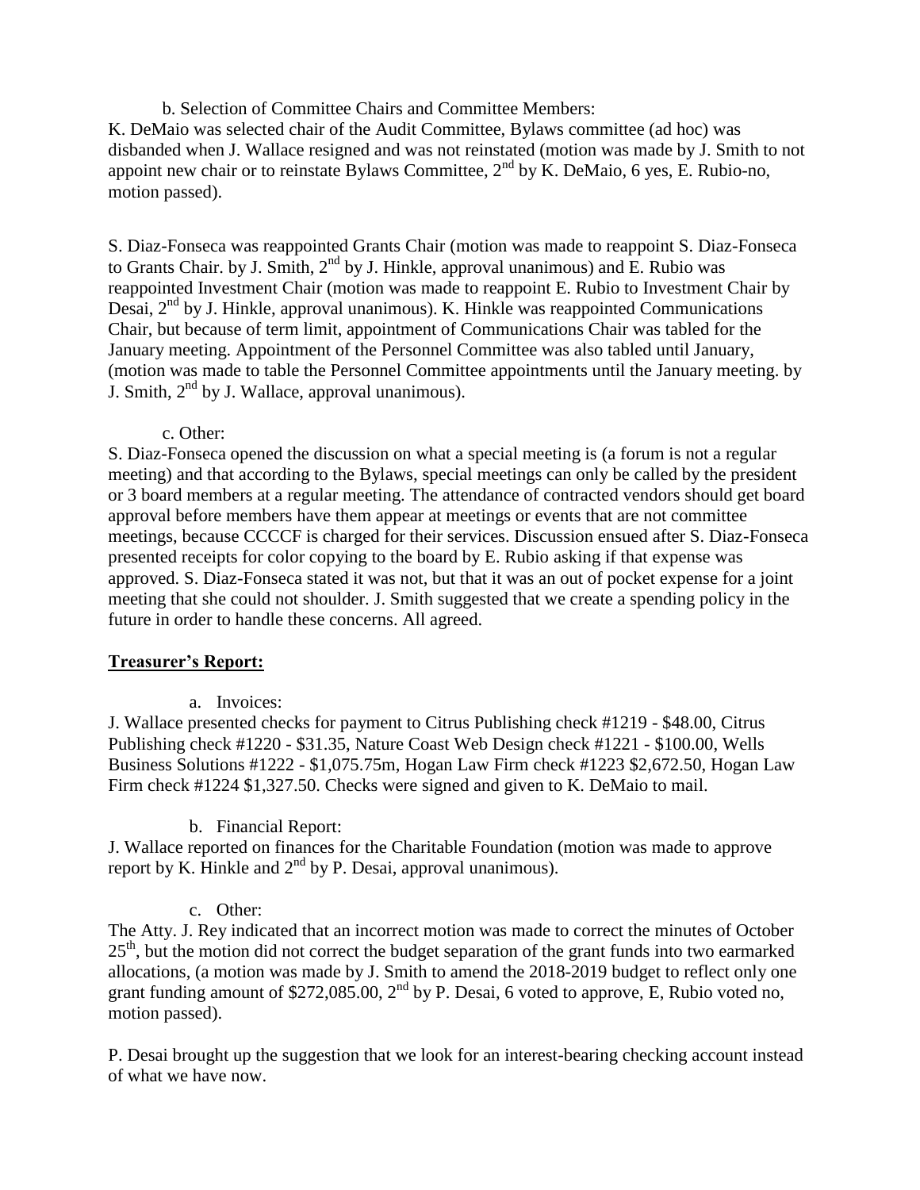b. Selection of Committee Chairs and Committee Members:

K. DeMaio was selected chair of the Audit Committee, Bylaws committee (ad hoc) was disbanded when J. Wallace resigned and was not reinstated (motion was made by J. Smith to not appoint new chair or to reinstate Bylaws Committee, 2nd by K. DeMaio, 6 yes, E. Rubio-no, motion passed).

S. Diaz-Fonseca was reappointed Grants Chair (motion was made to reappoint S. Diaz-Fonseca to Grants Chair. by J. Smith, 2nd by J. Hinkle, approval unanimous) and E. Rubio was reappointed Investment Chair (motion was made to reappoint E. Rubio to Investment Chair by Desai, 2nd by J. Hinkle, approval unanimous). K. Hinkle was reappointed Communications Chair, but because of term limit, appointment of Communications Chair was tabled for the January meeting. Appointment of the Personnel Committee was also tabled until January, (motion was made to table the Personnel Committee appointments until the January meeting. by J. Smith, 2nd by J. Wallace, approval unanimous).

c. Other:

S. Diaz-Fonseca opened the discussion on what a special meeting is (a forum is not a regular meeting) and that according to the Bylaws, special meetings can only be called by the president or 3 board members at a regular meeting. The attendance of contracted vendors should get board approval before members have them appear at meetings or events that are not committee meetings, because CCCCF is charged for their services. Discussion ensued after S. Diaz-Fonseca presented receipts for color copying to the board by E. Rubio asking if that expense was approved. S. Diaz-Fonseca stated it was not, but that it was an out of pocket expense for a joint meeting that she could not shoulder. J. Smith suggested that we create a spending policy in the future in order to handle these concerns. All agreed.

**Treasurer's Report:**

a. Invoices:

J. Wallace presented checks for payment to Citrus Publishing check #1219 - $48.00, Citrus Publishing check #1220 - $31.35, Nature Coast Web Design check #1221 - $100.00, Wells Business Solutions #1222 - $1,075.75m, Hogan Law Firm check #1223 $2,672.50, Hogan Law Firm check #1224 $1,327.50. Checks were signed and given to K. DeMaio to mail.

b. Financial Report:

J. Wallace reported on finances for the Charitable Foundation (motion was made to approve report by K. Hinkle and 2nd by P. Desai, approval unanimous).

c. Other:

The Atty. J. Rey indicated that an incorrect motion was made to correct the minutes of October 25th, but the motion did not correct the budget separation of the grant funds into two earmarked allocations, (a motion was made by J. Smith to amend the 2018-2019 budget to reflect only one grant funding amount of $272,085.00, 2nd by P. Desai, 6 voted to approve, E, Rubio voted no, motion passed).

P. Desai brought up the suggestion that we look for an interest-bearing checking account instead of what we have now.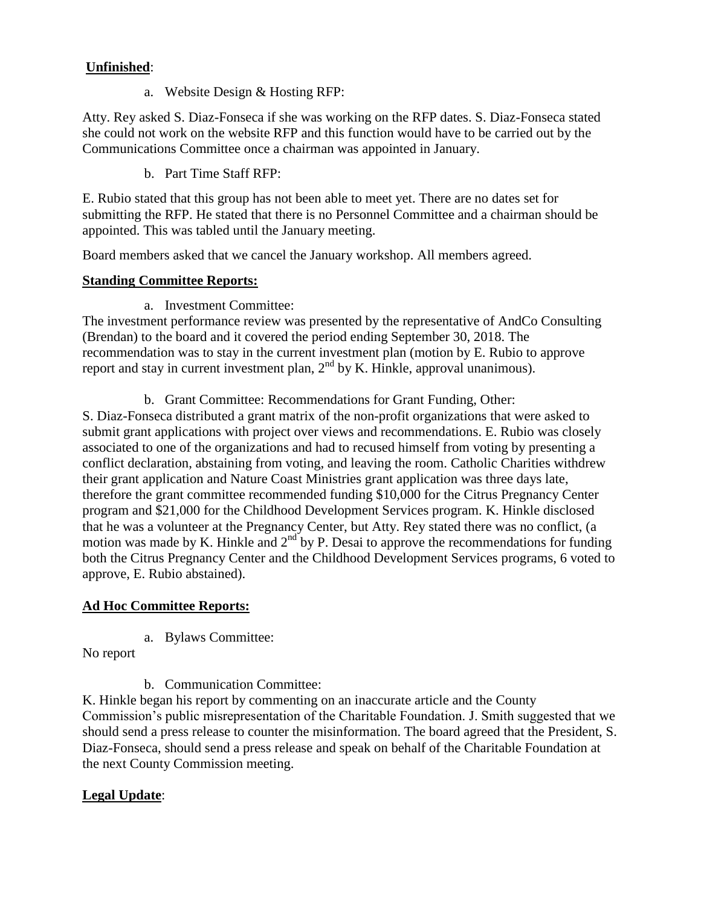**Unfinished**:

a. Website Design & Hosting RFP:

Atty. Rey asked S. Diaz-Fonseca if she was working on the RFP dates. S. Diaz-Fonseca stated she could not work on the website RFP and this function would have to be carried out by the Communications Committee once a chairman was appointed in January.

b. Part Time Staff RFP:

E. Rubio stated that this group has not been able to meet yet. There are no dates set for submitting the RFP. He stated that there is no Personnel Committee and a chairman should be appointed. This was tabled until the January meeting.

Board members asked that we cancel the January workshop. All members agreed.

**Standing Committee Reports:**

a. Investment Committee:

The investment performance review was presented by the representative of AndCo Consulting (Brendan) to the board and it covered the period ending September 30, 2018. The recommendation was to stay in the current investment plan (motion by E. Rubio to approve report and stay in current investment plan, 2nd by K. Hinkle, approval unanimous).

b. Grant Committee: Recommendations for Grant Funding, Other:

S. Diaz-Fonseca distributed a grant matrix of the non-profit organizations that were asked to submit grant applications with project over views and recommendations. E. Rubio was closely associated to one of the organizations and had to recused himself from voting by presenting a conflict declaration, abstaining from voting, and leaving the room. Catholic Charities withdrew their grant application and Nature Coast Ministries grant application was three days late, therefore the grant committee recommended funding $10,000 for the Citrus Pregnancy Center program and $21,000 for the Childhood Development Services program. K. Hinkle disclosed that he was a volunteer at the Pregnancy Center, but Atty. Rey stated there was no conflict, (a motion was made by K. Hinkle and 2nd by P. Desai to approve the recommendations for funding both the Citrus Pregnancy Center and the Childhood Development Services programs, 6 voted to approve, E. Rubio abstained).

**Ad Hoc Committee Reports:**

a. Bylaws Committee:

No report

b. Communication Committee:

K. Hinkle began his report by commenting on an inaccurate article and the County Commission's public misrepresentation of the Charitable Foundation. J. Smith suggested that we should send a press release to counter the misinformation. The board agreed that the President, S. Diaz-Fonseca, should send a press release and speak on behalf of the Charitable Foundation at the next County Commission meeting.

**Legal Update**: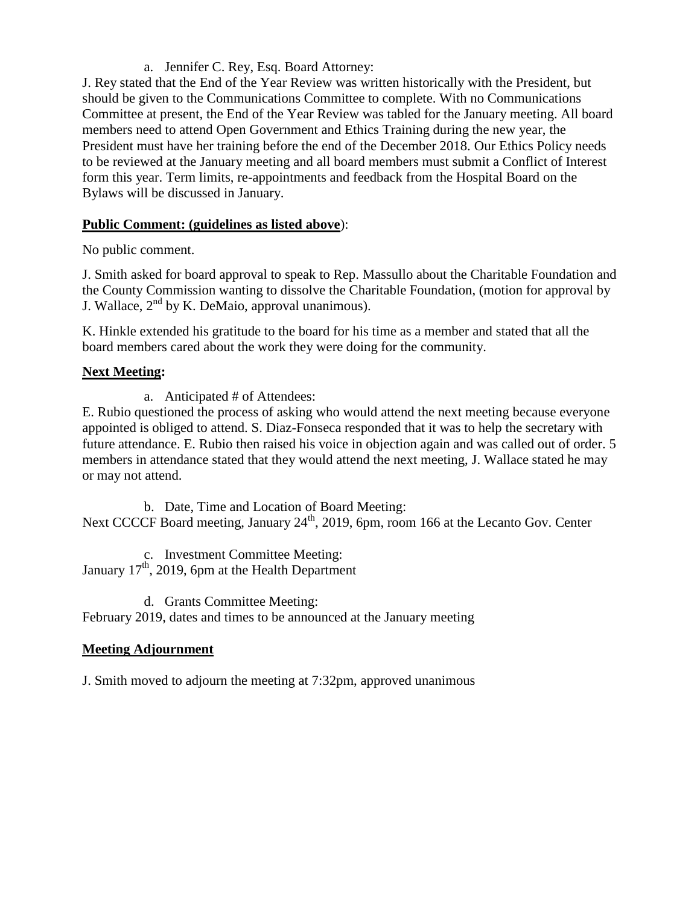a. Jennifer C. Rey, Esq. Board Attorney:

J. Rey stated that the End of the Year Review was written historically with the President, but should be given to the Communications Committee to complete. With no Communications Committee at present, the End of the Year Review was tabled for the January meeting. All board members need to attend Open Government and Ethics Training during the new year, the President must have her training before the end of the December 2018. Our Ethics Policy needs to be reviewed at the January meeting and all board members must submit a Conflict of Interest form this year. Term limits, re-appointments and feedback from the Hospital Board on the Bylaws will be discussed in January.

**<u>Public Comment: (guidelines as listed above</u>)**:

No public comment.

J. Smith asked for board approval to speak to Rep. Massullo about the Charitable Foundation and the County Commission wanting to dissolve the Charitable Foundation, (motion for approval by J. Wallace, 2nd by K. DeMaio, approval unanimous).

K. Hinkle extended his gratitude to the board for his time as a member and stated that all the board members cared about the work they were doing for the community.

**<u>Next Meeting</u>:**

a. Anticipated # of Attendees:

E. Rubio questioned the process of asking who would attend the next meeting because everyone appointed is obliged to attend. S. Diaz-Fonseca responded that it was to help the secretary with future attendance. E. Rubio then raised his voice in objection again and was called out of order. 5 members in attendance stated that they would attend the next meeting, J. Wallace stated he may or may not attend.

b. Date, Time and Location of Board Meeting:

Next CCCCF Board meeting, January 24th, 2019, 6pm, room 166 at the Lecanto Gov. Center

c. Investment Committee Meeting:

January 17th, 2019, 6pm at the Health Department

d. Grants Committee Meeting:

February 2019, dates and times to be announced at the January meeting

**<u>Meeting Adjournment</u>**

J. Smith moved to adjourn the meeting at 7:32pm, approved unanimous